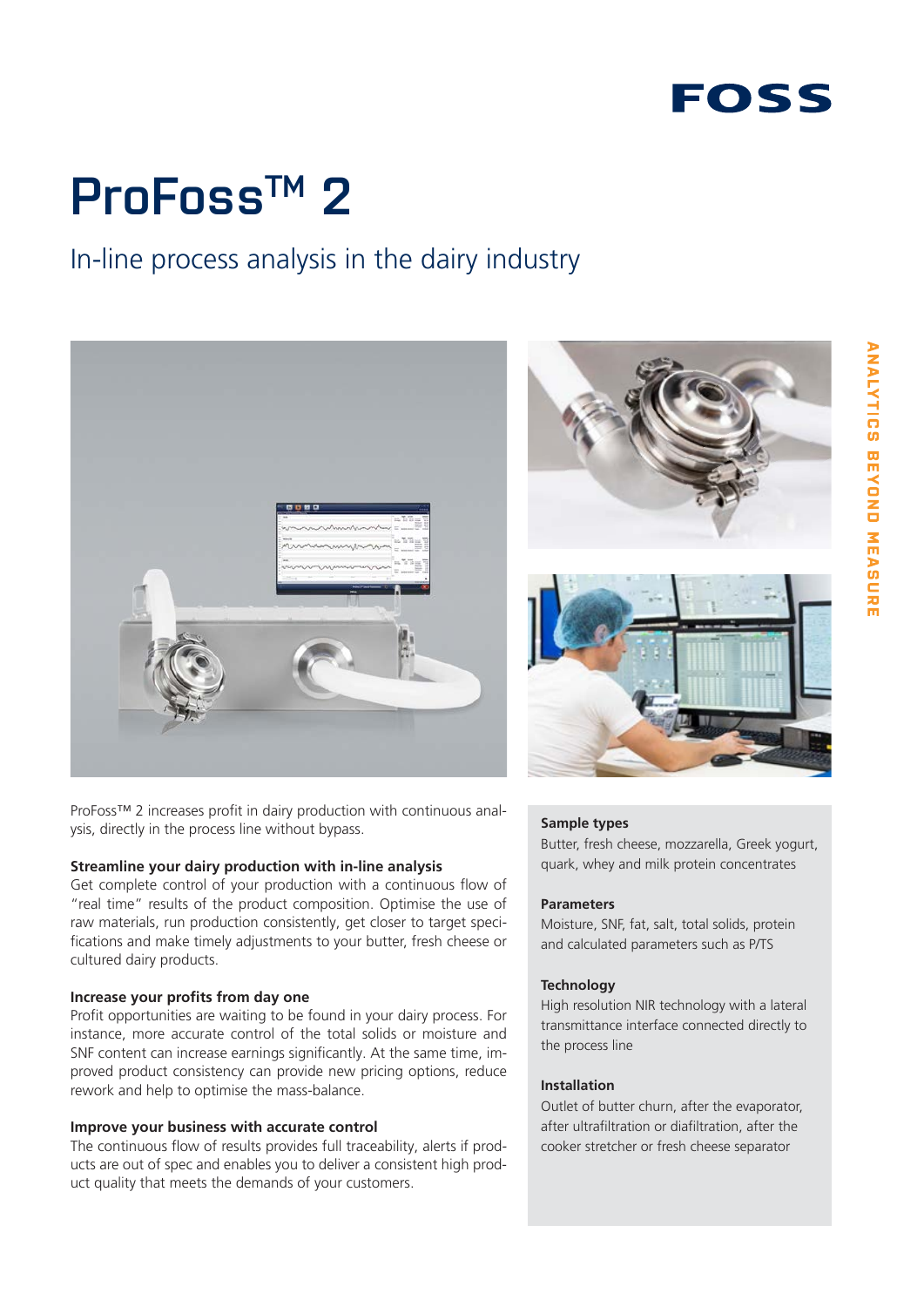# ProFoss™ 2

## In-line process analysis in the dairy industry

ProFoss™ 2 increases profit in dairy production with continuous analysis, directly in the process line without bypass.

**Streamline your dairy production with in-line analysis**

Get complete control of your production with a continuous flow of "real time" results of the product composition. Optimise the use of raw materials, run production consistently, get closer to target specifications and make timely adjustments to your butter, fresh cheese or cultured dairy products.

**Increase your profits from day one**

Profit opportunities are waiting to be found in your dairy process. For instance, more accurate control of the total solids or moisture and SNF content can increase earnings significantly. At the same time, improved product consistency can provide new pricing options, reduce rework and help to optimise the mass-balance.

**Improve your business with accurate control**

The continuous flow of results provides full traceability, alerts if products are out of spec and enables you to deliver a consistent high product quality that meets the demands of your customers.

**Sample types**

Butter, fresh cheese, mozzarella, Greek yogurt, quark, whey and milk protein concentrates

**Parameters**

Moisture, SNF, fat, salt, total solids, protein and calculated parameters such as P/TS

**Technology**

High resolution NIR technology with a lateral transmittance interface connected directly to the process line

**Installation**

Outlet of butter churn, after the evaporator, after ultrafiltration or diafiltration, after the cooker stretcher or fresh cheese separator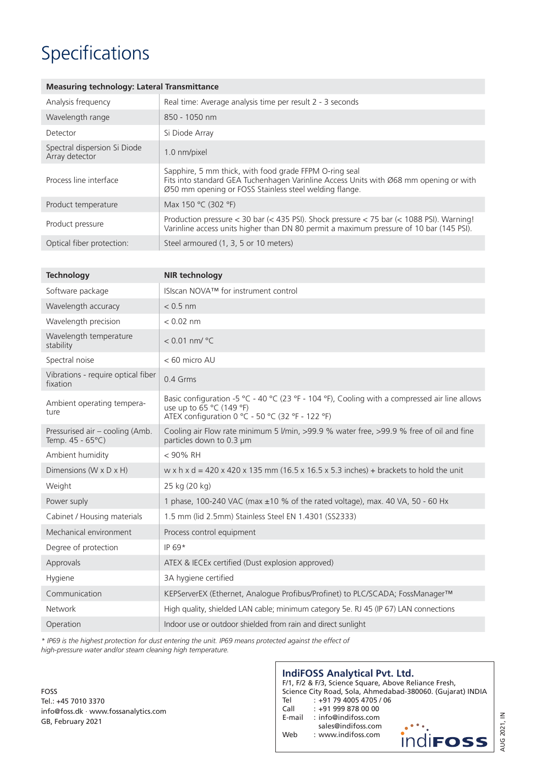# Specifications

| Measuring technology: Lateral Transmittance | |
|---|---|
| Analysis frequency | Real time: Average analysis time per result 2 - 3 seconds |
| Wavelength range | 850 - 1050 nm |
| Detector | Si Diode Array |
| Spectral dispersion Si Diode Array detector | 1.0 nm/pixel |
| Process line interface | Sapphire, 5 mm thick, with food grade FFPM O-ring seal<br>Fits into standard GEA Tuchenhagen Varinline Access Units with Ø68 mm opening or with Ø50 mm opening or FOSS Stainless steel welding flange. |
| Product temperature | Max 150 °C (302 °F) |
| Product pressure | Production pressure < 30 bar (< 435 PSI). Shock pressure < 75 bar (< 1088 PSI). Warning! Varinline access units higher than DN 80 permit a maximum pressure of 10 bar (145 PSI). |
| Optical fiber protection: | Steel armoured (1, 3, 5 or 10 meters) |

| Technology | NIR technology |
|---|---|
| Software package | ISIscan NOVA™ for instrument control |
| Wavelength accuracy | < 0.5 nm |
| Wavelength precision | < 0.02 nm |
| Wavelength temperature stability | < 0.01 nm/ °C |
| Spectral noise | < 60 micro AU |
| Vibrations - require optical fiber fixation | 0.4 Grms |
| Ambient operating temperature | Basic configuration -5 °C - 40 °C (23 °F - 104 °F), Cooling with a compressed air line allows use up to 65 °C (149 °F)<br>ATEX configuration 0 °C - 50 °C (32 °F - 122 °F) |
| Pressurised air – cooling (Amb. Temp. 45 - 65°C) | Cooling air Flow rate minimum 5 l/min, >99.9 % water free, >99.9 % free of oil and fine particles down to 0.3 µm |
| Ambient humidity | < 90% RH |
| Dimensions (W x D x H) | w x h x d = 420 x 420 x 135 mm (16.5 x 16.5 x 5.3 inches) + brackets to hold the unit |
| Weight | 25 kg (20 kg) |
| Power suply | 1 phase, 100-240 VAC (max ±10 % of the rated voltage), max. 40 VA, 50 - 60 Hx |
| Cabinet / Housing materials | 1.5 mm (lid 2.5mm) Stainless Steel EN 1.4301 (SS2333) |
| Mechanical environment | Process control equipment |
| Degree of protection | IP 69* |
| Approvals | ATEX & IECEx certified (Dust explosion approved) |
| Hygiene | 3A hygiene certified |
| Communication | KEPServerEX (Ethernet, Analogue Profibus/Profinet) to PLC/SCADA; FossManager™ |
| Network | High quality, shielded LAN cable; minimum category 5e. RJ 45 (IP 67) LAN connections |
| Operation | Indoor use or outdoor shielded from rain and direct sunlight |

*\* IP69 is the highest protection for dust entering the unit. IP69 means protected against the effect of high-pressure water and/or steam cleaning high temperature.*

FOSS
Tel.: +45 7010 3370
info@foss.dk · www.fossanalytics.com
GB, February 2021

**IndiFOSS Analytical Pvt. Ltd.**
F/1, F/2 & F/3, Science Square, Above Reliance Fresh,
Science City Road, Sola, Ahmedabad-380060. (Gujarat) INDIA
Tel : +91 79 4005 4705 / 06
Call : +91 999 878 00 00
E-mail : info@indifoss.com
sales@indifoss.com
Web : www.indifoss.com

indiFOSS

AUG 2021, IN